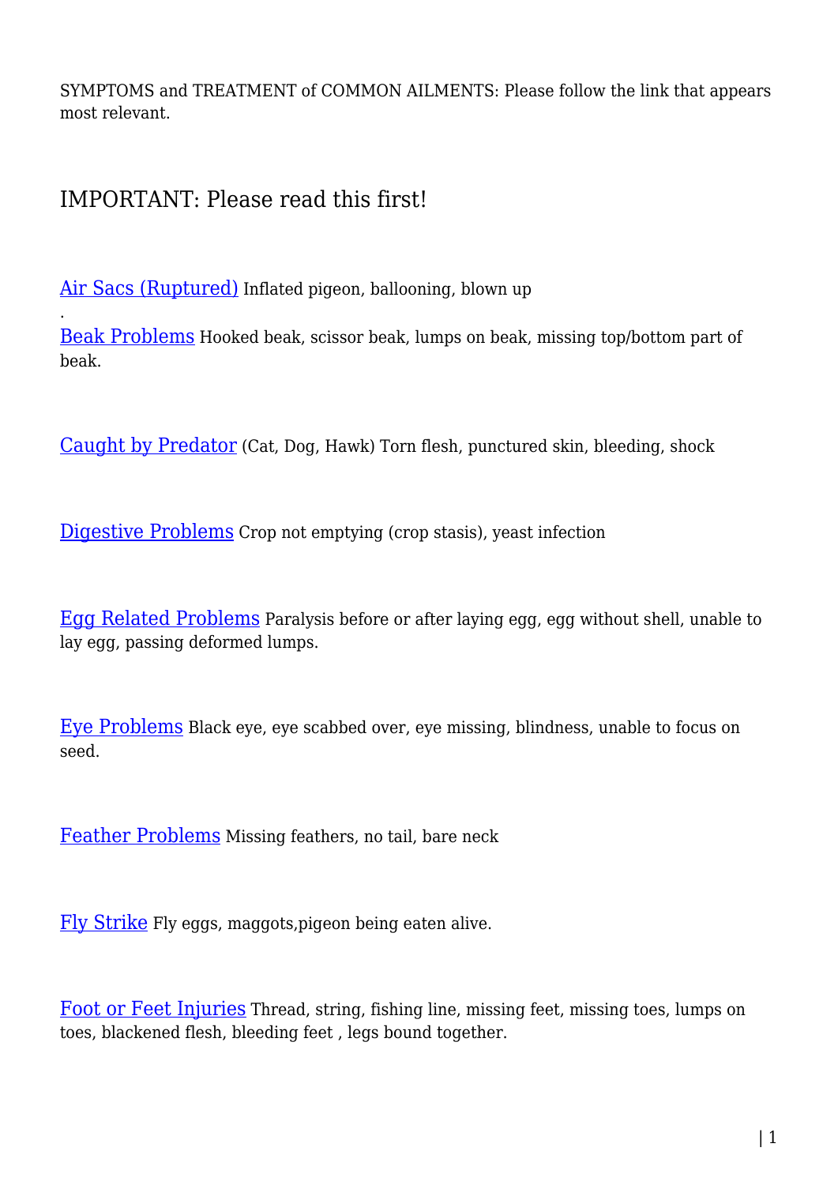SYMPTOMS and TREATMENT of COMMON AILMENTS: Please follow the link that appears most relevant.

## IMPORTANT: Please read this first!

[Air Sacs (Ruptured)] Inflated pigeon, ballooning, blown up

.

[Beak Problems] Hooked beak, scissor beak, lumps on beak, missing top/bottom part of beak.

[Caught by Predator] (Cat, Dog, Hawk) Torn flesh, punctured skin, bleeding, shock

[Digestive Problems] Crop not emptying (crop stasis), yeast infection

[Egg Related Problems] Paralysis before or after laying egg, egg without shell, unable to lay egg, passing deformed lumps.

[Eye Problems] Black eye, eye scabbed over, eye missing, blindness, unable to focus on seed.

[Feather Problems] Missing feathers, no tail, bare neck

[Fly Strike] Fly eggs, maggots,pigeon being eaten alive.

[Foot or Feet Injuries] Thread, string, fishing line, missing feet, missing toes, lumps on toes, blackened flesh, bleeding feet , legs bound together.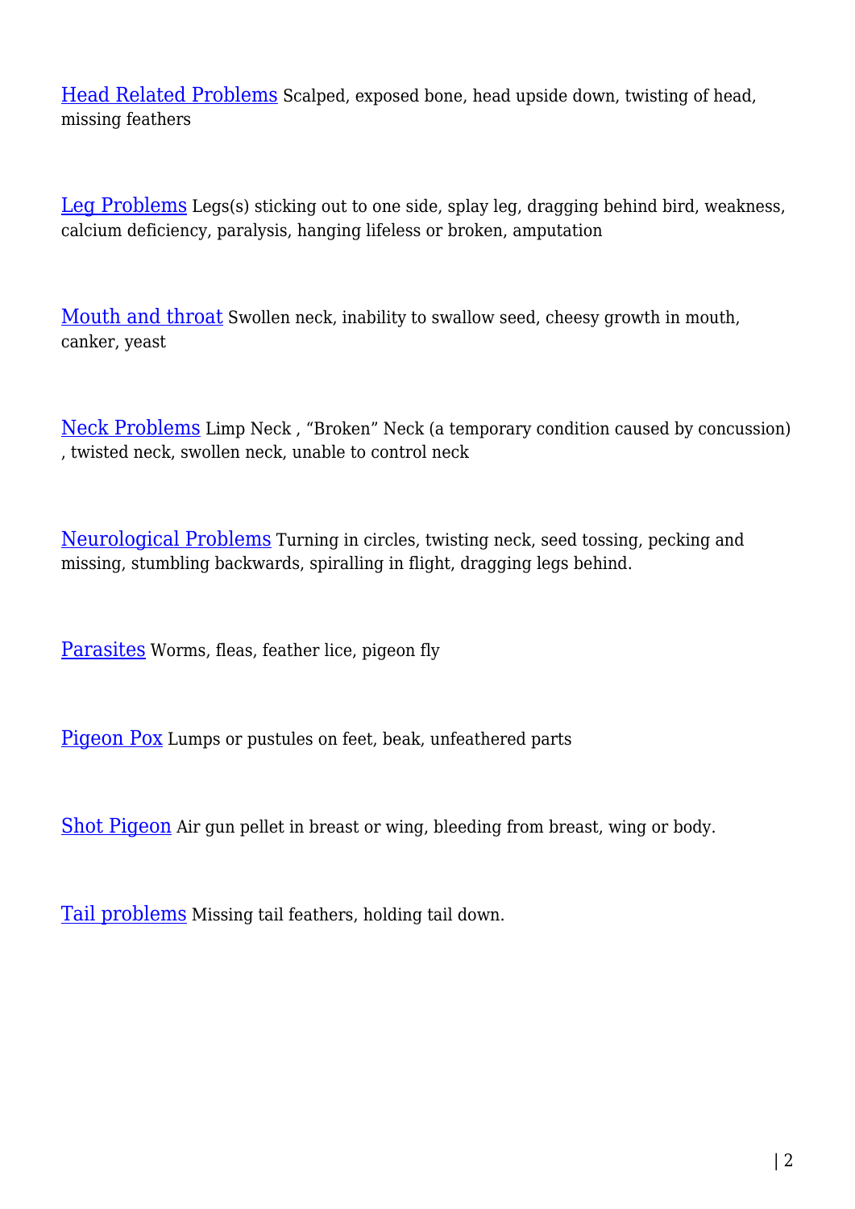[Head Related Problems] Scalped, exposed bone, head upside down, twisting of head, missing feathers

[Leg Problems] Legs(s) sticking out to one side, splay leg, dragging behind bird, weakness, calcium deficiency, paralysis, hanging lifeless or broken, amputation

[Mouth and throat] Swollen neck, inability to swallow seed, cheesy growth in mouth, canker, yeast

[Neck Problems] Limp Neck , “Broken” Neck (a temporary condition caused by concussion) , twisted neck, swollen neck, unable to control neck

[Neurological Problems] Turning in circles, twisting neck, seed tossing, pecking and missing, stumbling backwards, spiralling in flight, dragging legs behind.

[Parasites] Worms, fleas, feather lice, pigeon fly

[Pigeon Pox] Lumps or pustules on feet, beak, unfeathered parts

[Shot Pigeon] Air gun pellet in breast or wing, bleeding from breast, wing or body.

[Tail problems] Missing tail feathers, holding tail down.